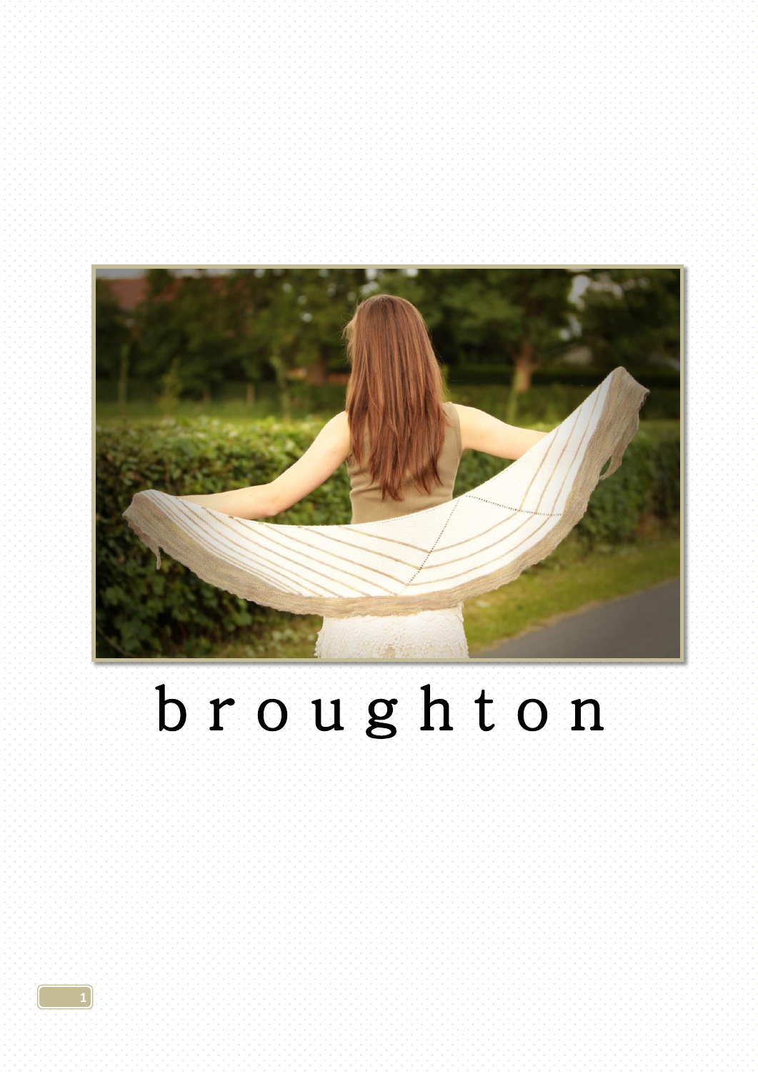# broughton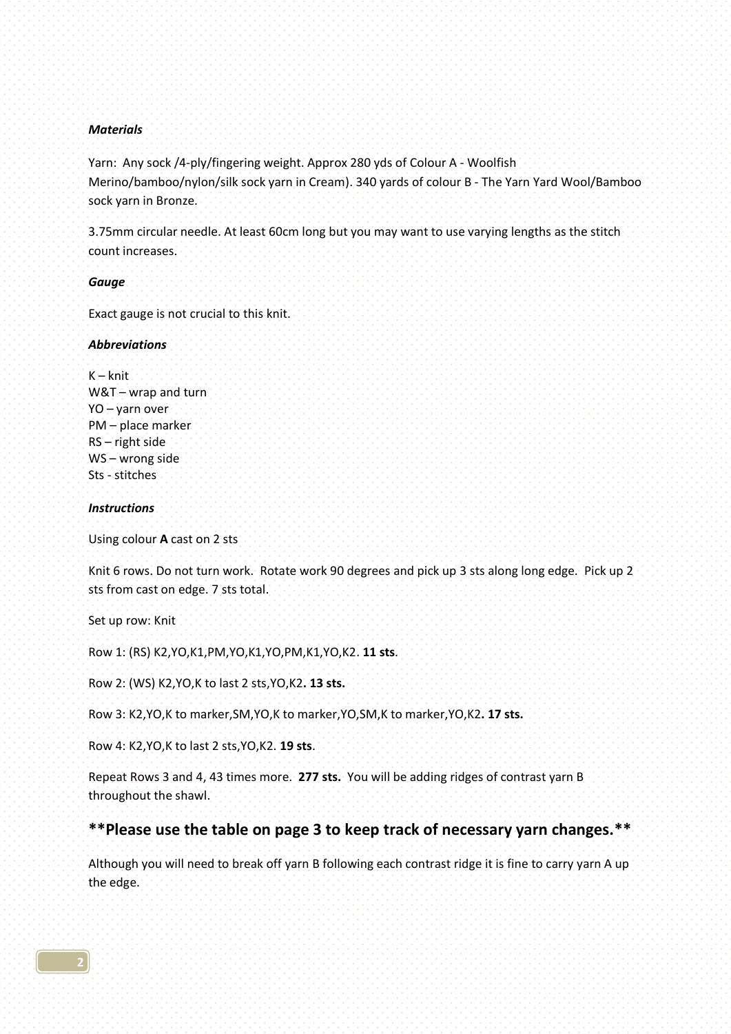***Materials***

Yarn: Any sock /4-ply/fingering weight. Approx 280 yds of Colour A - Woolfish Merino/bamboo/nylon/silk sock yarn in Cream). 340 yards of colour B - The Yarn Yard Wool/Bamboo sock yarn in Bronze.

3.75mm circular needle. At least 60cm long but you may want to use varying lengths as the stitch count increases.

***Gauge***

Exact gauge is not crucial to this knit.

***Abbreviations***

K – knit
W&T – wrap and turn
YO – yarn over
PM – place marker
RS – right side
WS – wrong side
Sts - stitches

***Instructions***

Using colour **A** cast on 2 sts

Knit 6 rows. Do not turn work. Rotate work 90 degrees and pick up 3 sts along long edge. Pick up 2 sts from cast on edge. 7 sts total.

Set up row: Knit

Row 1: (RS) K2,YO,K1,PM,YO,K1,YO,PM,K1,YO,K2. **11 sts**.

Row 2: (WS) K2,YO,K to last 2 sts,YO,K2**. 13 sts.**

Row 3: K2,YO,K to marker,SM,YO,K to marker,YO,SM,K to marker,YO,K2**. 17 sts.**

Row 4: K2,YO,K to last 2 sts,YO,K2. **19 sts**.

Repeat Rows 3 and 4, 43 times more. **277 sts.** You will be adding ridges of contrast yarn B throughout the shawl.

## **Please use the table on page 3 to keep track of necessary yarn changes.**

Although you will need to break off yarn B following each contrast ridge it is fine to carry yarn A up the edge.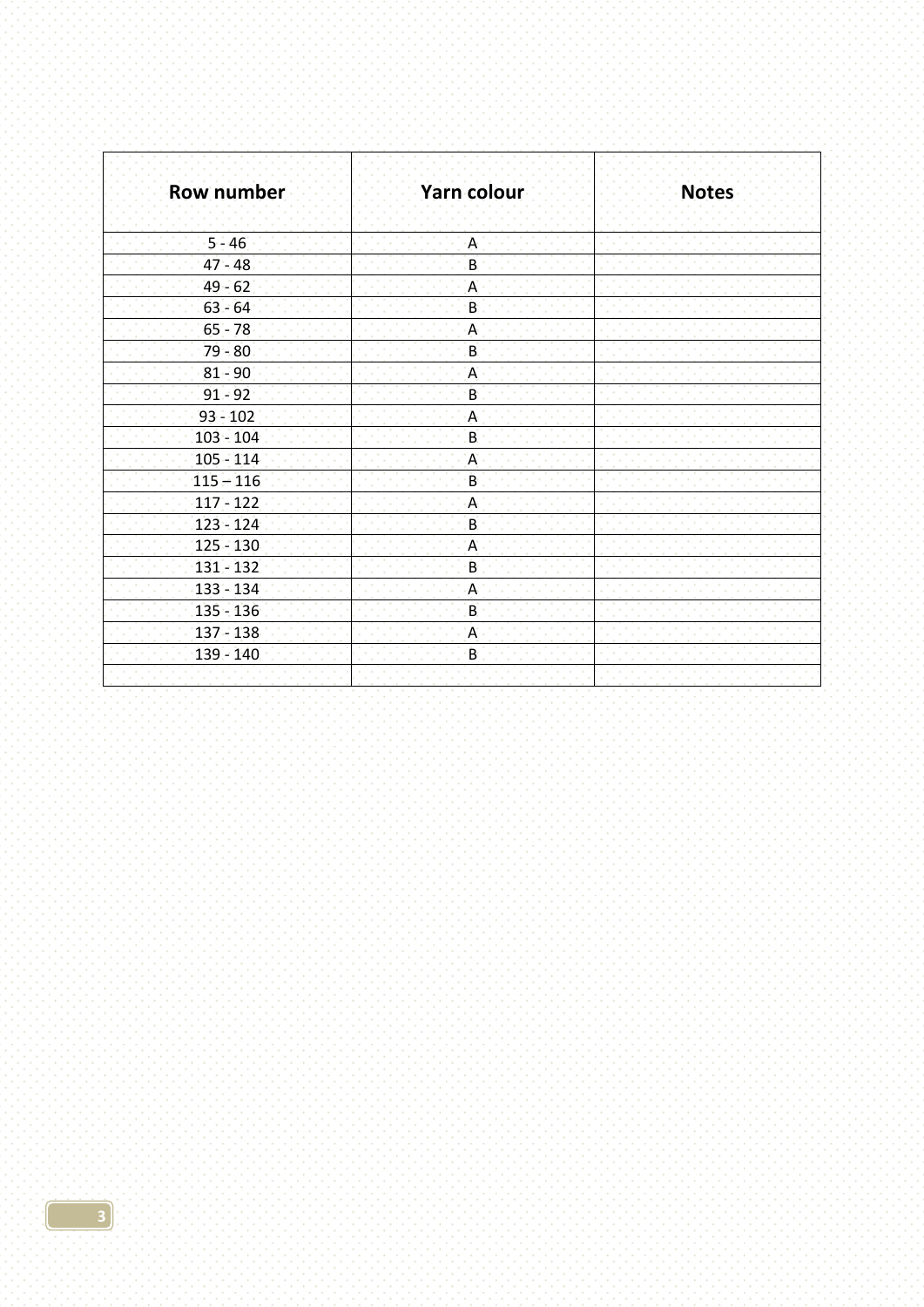| Row number | Yarn colour | Notes |
|---|---|---|
| 5 - 46 | A | |
| 47 - 48 | B | |
| 49 - 62 | A | |
| 63 - 64 | B | |
| 65 - 78 | A | |
| 79 - 80 | B | |
| 81 - 90 | A | |
| 91 - 92 | B | |
| 93 - 102 | A | |
| 103 - 104 | B | |
| 105 - 114 | A | |
| 115 – 116 | B | |
| 117 - 122 | A | |
| 123 - 124 | B | |
| 125 - 130 | A | |
| 131 - 132 | B | |
| 133 - 134 | A | |
| 135 - 136 | B | |
| 137 - 138 | A | |
| 139 - 140 | B | |
| | | |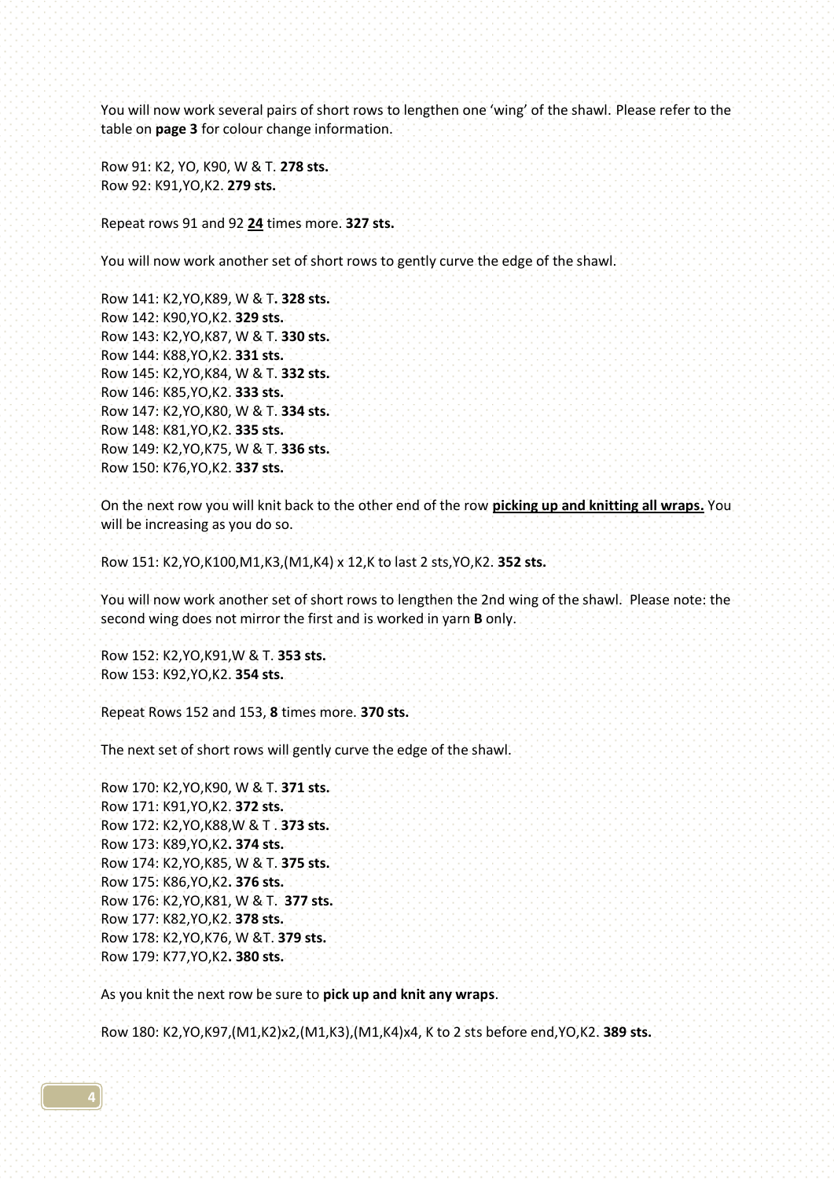You will now work several pairs of short rows to lengthen one 'wing' of the shawl. Please refer to the table on **page 3** for colour change information.

Row 91: K2, YO, K90, W & T. **278 sts.**
Row 92: K91,YO,K2. **279 sts.**

Repeat rows 91 and 92 **24** times more. **327 sts.**

You will now work another set of short rows to gently curve the edge of the shawl.

Row 141: K2,YO,K89, W & T. **328 sts.**
Row 142: K90,YO,K2. **329 sts.**
Row 143: K2,YO,K87, W & T. **330 sts.**
Row 144: K88,YO,K2. **331 sts.**
Row 145: K2,YO,K84, W & T. **332 sts.**
Row 146: K85,YO,K2. **333 sts.**
Row 147: K2,YO,K80, W & T. **334 sts.**
Row 148: K81,YO,K2. **335 sts.**
Row 149: K2,YO,K75, W & T. **336 sts.**
Row 150: K76,YO,K2. **337 sts.**

On the next row you will knit back to the other end of the row **picking up and knitting all wraps.** You will be increasing as you do so.

Row 151: K2,YO,K100,M1,K3,(M1,K4) x 12,K to last 2 sts,YO,K2. **352 sts.**

You will now work another set of short rows to lengthen the 2nd wing of the shawl. Please note: the second wing does not mirror the first and is worked in yarn **B** only.

Row 152: K2,YO,K91,W & T. **353 sts.**
Row 153: K92,YO,K2. **354 sts.**

Repeat Rows 152 and 153, **8** times more. **370 sts.**

The next set of short rows will gently curve the edge of the shawl.

Row 170: K2,YO,K90, W & T. **371 sts.**
Row 171: K91,YO,K2. **372 sts.**
Row 172: K2,YO,K88,W & T . **373 sts.**
Row 173: K89,YO,K2**. 374 sts.**
Row 174: K2,YO,K85, W & T. **375 sts.**
Row 175: K86,YO,K2**. 376 sts.**
Row 176: K2,YO,K81, W & T. **377 sts.**
Row 177: K82,YO,K2. **378 sts.**
Row 178: K2,YO,K76, W &T. **379 sts.**
Row 179: K77,YO,K2**. 380 sts.**

As you knit the next row be sure to **pick up and knit any wraps**.

Row 180: K2,YO,K97,(M1,K2)x2,(M1,K3),(M1,K4)x4, K to 2 sts before end,YO,K2. **389 sts.**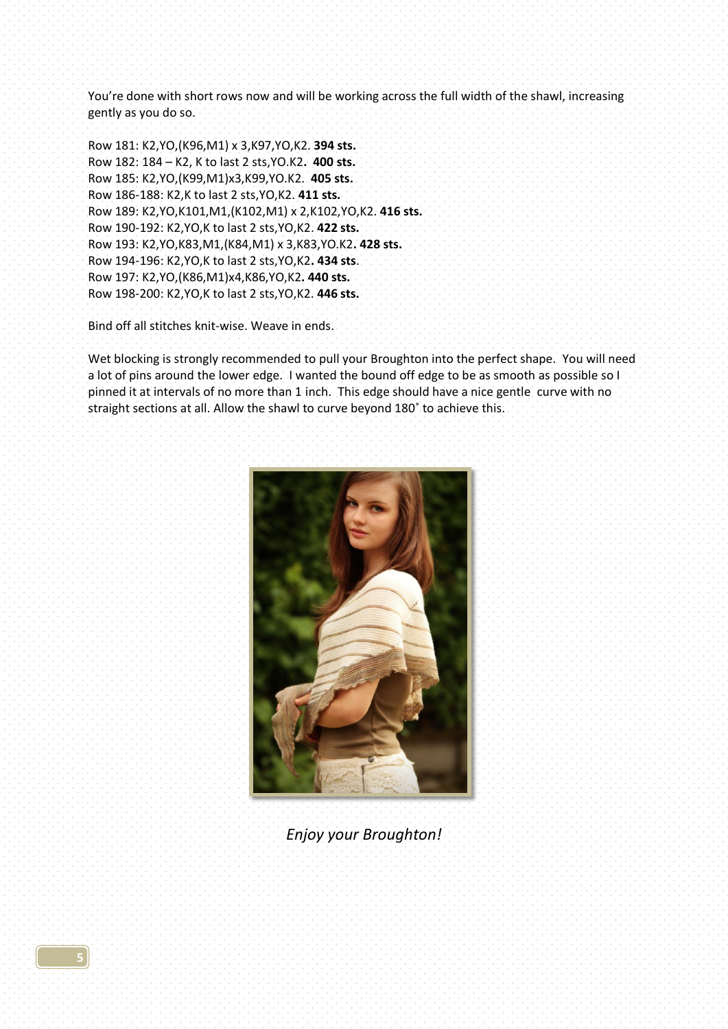You're done with short rows now and will be working across the full width of the shawl, increasing gently as you do so.

Row 181: K2,YO,(K96,M1) x 3,K97,YO,K2. **394 sts.**
Row 182: 184 – K2, K to last 2 sts,YO.K2**. 400 sts.**
Row 185: K2,YO,(K99,M1)x3,K99,YO.K2. **405 sts.**
Row 186-188: K2,K to last 2 sts,YO,K2. **411 sts.**
Row 189: K2,YO,K101,M1,(K102,M1) x 2,K102,YO,K2. **416 sts.**
Row 190-192: K2,YO,K to last 2 sts,YO,K2. **422 sts.**
Row 193: K2,YO,K83,M1,(K84,M1) x 3,K83,YO.K2**. 428 sts.**
Row 194-196: K2,YO,K to last 2 sts,YO,K2**. 434 sts**.
Row 197: K2,YO,(K86,M1)x4,K86,YO,K2**. 440 sts.**
Row 198-200: K2,YO,K to last 2 sts,YO,K2. **446 sts.**

Bind off all stitches knit-wise. Weave in ends.

Wet blocking is strongly recommended to pull your Broughton into the perfect shape. You will need a lot of pins around the lower edge. I wanted the bound off edge to be as smooth as possible so I pinned it at intervals of no more than 1 inch. This edge should have a nice gentle curve with no straight sections at all. Allow the shawl to curve beyond 180˚ to achieve this.

*Enjoy your Broughton!*